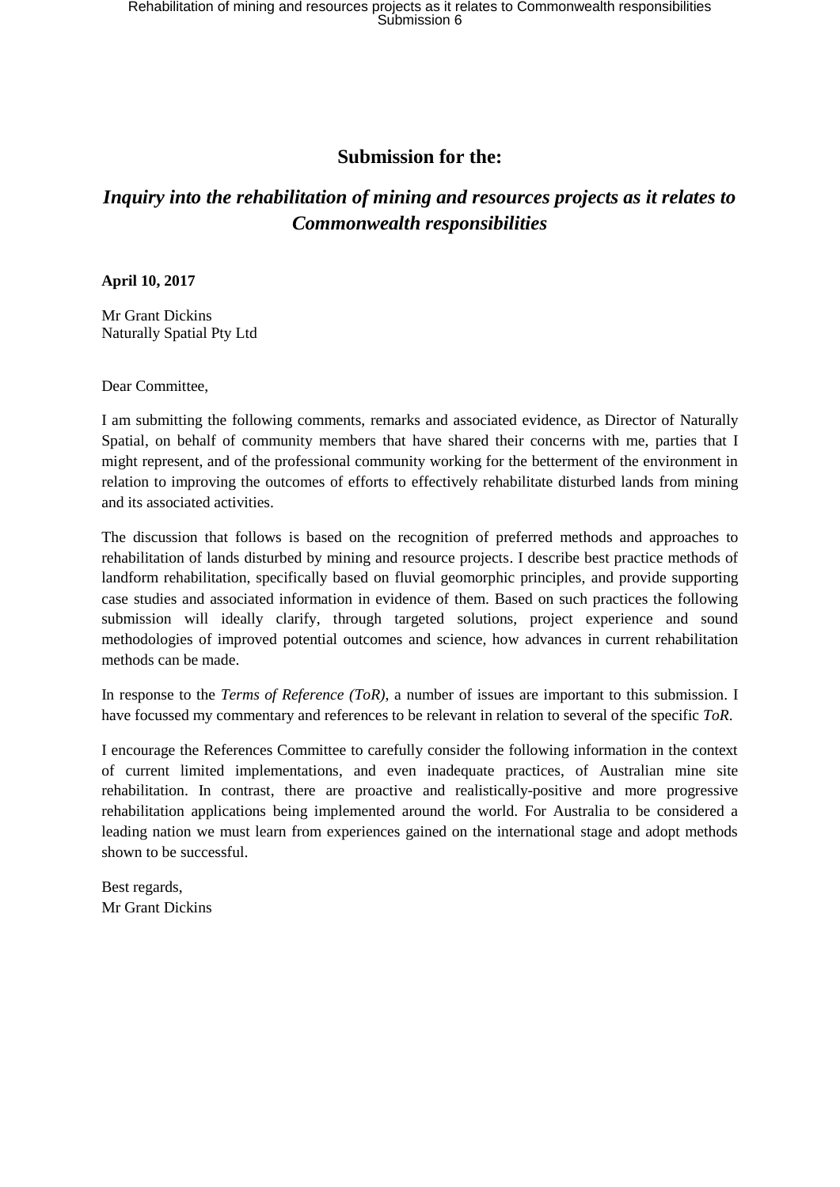## Submission for the:

## *Inquiry into the rehabilitation of mining and resources projects as it relates to Commonwealth responsibilities*

**April 10, 2017**

Mr Grant Dickins
Naturally Spatial Pty Ltd

Dear Committee,

I am submitting the following comments, remarks and associated evidence, as Director of Naturally Spatial, on behalf of community members that have shared their concerns with me, parties that I might represent, and of the professional community working for the betterment of the environment in relation to improving the outcomes of efforts to effectively rehabilitate disturbed lands from mining and its associated activities.

The discussion that follows is based on the recognition of preferred methods and approaches to rehabilitation of lands disturbed by mining and resource projects. I describe best practice methods of landform rehabilitation, specifically based on fluvial geomorphic principles, and provide supporting case studies and associated information in evidence of them. Based on such practices the following submission will ideally clarify, through targeted solutions, project experience and sound methodologies of improved potential outcomes and science, how advances in current rehabilitation methods can be made.

In response to the *Terms of Reference (ToR)*, a number of issues are important to this submission. I have focussed my commentary and references to be relevant in relation to several of the specific *ToR*.

I encourage the References Committee to carefully consider the following information in the context of current limited implementations, and even inadequate practices, of Australian mine site rehabilitation. In contrast, there are proactive and realistically-positive and more progressive rehabilitation applications being implemented around the world. For Australia to be considered a leading nation we must learn from experiences gained on the international stage and adopt methods shown to be successful.

Best regards,
Mr Grant Dickins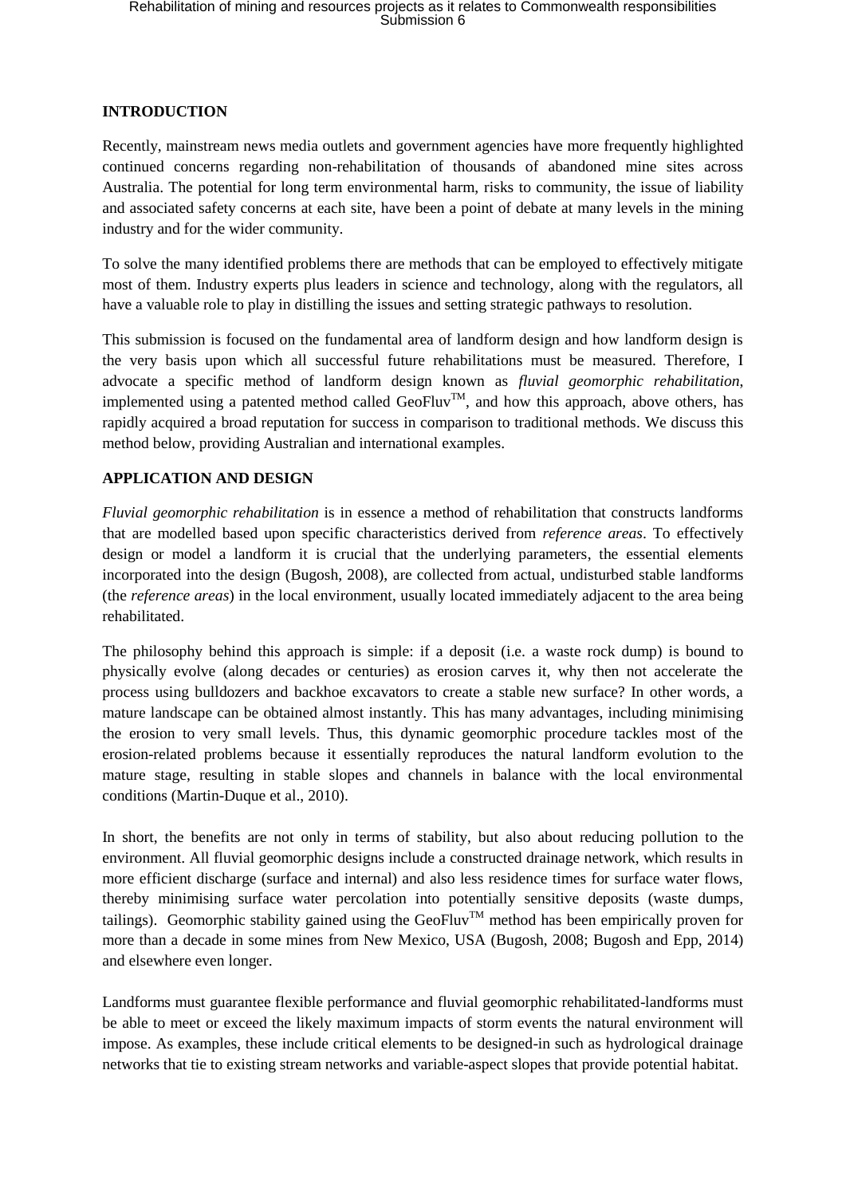## INTRODUCTION

Recently, mainstream news media outlets and government agencies have more frequently highlighted continued concerns regarding non-rehabilitation of thousands of abandoned mine sites across Australia. The potential for long term environmental harm, risks to community, the issue of liability and associated safety concerns at each site, have been a point of debate at many levels in the mining industry and for the wider community.

To solve the many identified problems there are methods that can be employed to effectively mitigate most of them. Industry experts plus leaders in science and technology, along with the regulators, all have a valuable role to play in distilling the issues and setting strategic pathways to resolution.

This submission is focused on the fundamental area of landform design and how landform design is the very basis upon which all successful future rehabilitations must be measured. Therefore, I advocate a specific method of landform design known as *fluvial geomorphic rehabilitation*, implemented using a patented method called GeoFluv™, and how this approach, above others, has rapidly acquired a broad reputation for success in comparison to traditional methods. We discuss this method below, providing Australian and international examples.

## APPLICATION AND DESIGN

*Fluvial geomorphic rehabilitation* is in essence a method of rehabilitation that constructs landforms that are modelled based upon specific characteristics derived from *reference areas*. To effectively design or model a landform it is crucial that the underlying parameters, the essential elements incorporated into the design (Bugosh, 2008), are collected from actual, undisturbed stable landforms (the *reference areas*) in the local environment, usually located immediately adjacent to the area being rehabilitated.

The philosophy behind this approach is simple: if a deposit (i.e. a waste rock dump) is bound to physically evolve (along decades or centuries) as erosion carves it, why then not accelerate the process using bulldozers and backhoe excavators to create a stable new surface? In other words, a mature landscape can be obtained almost instantly. This has many advantages, including minimising the erosion to very small levels. Thus, this dynamic geomorphic procedure tackles most of the erosion-related problems because it essentially reproduces the natural landform evolution to the mature stage, resulting in stable slopes and channels in balance with the local environmental conditions (Martin-Duque et al., 2010).

In short, the benefits are not only in terms of stability, but also about reducing pollution to the environment. All fluvial geomorphic designs include a constructed drainage network, which results in more efficient discharge (surface and internal) and also less residence times for surface water flows, thereby minimising surface water percolation into potentially sensitive deposits (waste dumps, tailings). Geomorphic stability gained using the GeoFluv™ method has been empirically proven for more than a decade in some mines from New Mexico, USA (Bugosh, 2008; Bugosh and Epp, 2014) and elsewhere even longer.

Landforms must guarantee flexible performance and fluvial geomorphic rehabilitated-landforms must be able to meet or exceed the likely maximum impacts of storm events the natural environment will impose. As examples, these include critical elements to be designed-in such as hydrological drainage networks that tie to existing stream networks and variable-aspect slopes that provide potential habitat.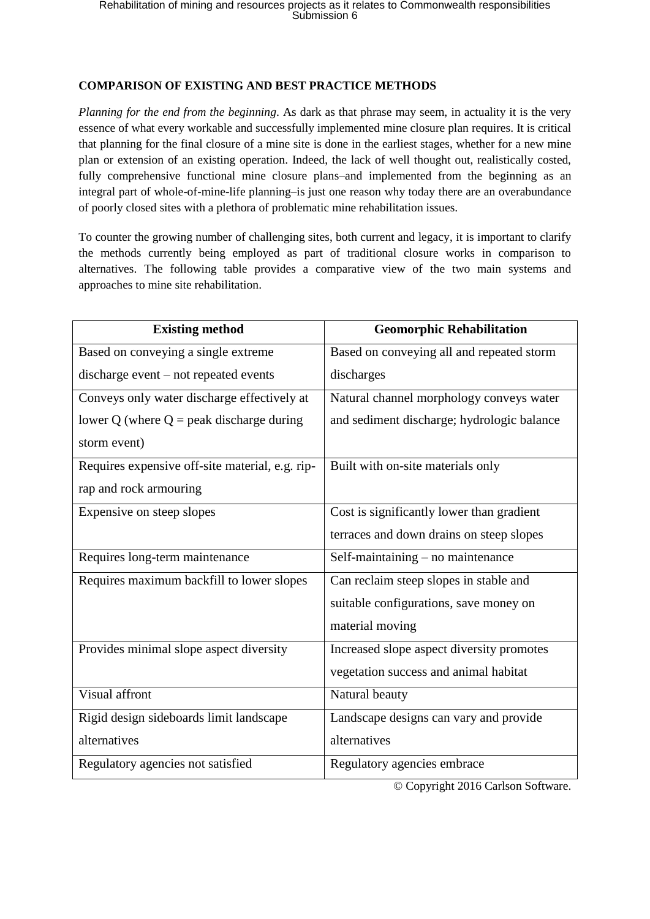**COMPARISON OF EXISTING AND BEST PRACTICE METHODS**

*Planning for the end from the beginning*. As dark as that phrase may seem, in actuality it is the very essence of what every workable and successfully implemented mine closure plan requires. It is critical that planning for the final closure of a mine site is done in the earliest stages, whether for a new mine plan or extension of an existing operation. Indeed, the lack of well thought out, realistically costed, fully comprehensive functional mine closure plans–and implemented from the beginning as an integral part of whole-of-mine-life planning–is just one reason why today there are an overabundance of poorly closed sites with a plethora of problematic mine rehabilitation issues.

To counter the growing number of challenging sites, both current and legacy, it is important to clarify the methods currently being employed as part of traditional closure works in comparison to alternatives. The following table provides a comparative view of the two main systems and approaches to mine site rehabilitation.

| Existing method | Geomorphic Rehabilitation |
|---|---|
| Based on conveying a single extreme discharge event – not repeated events | Based on conveying all and repeated storm discharges |
| Conveys only water discharge effectively at lower Q (where Q = peak discharge during storm event) | Natural channel morphology conveys water and sediment discharge; hydrologic balance |
| Requires expensive off-site material, e.g. rip-rap and rock armouring | Built with on-site materials only |
| Expensive on steep slopes | Cost is significantly lower than gradient terraces and down drains on steep slopes |
| Requires long-term maintenance | Self-maintaining – no maintenance |
| Requires maximum backfill to lower slopes | Can reclaim steep slopes in stable and suitable configurations, save money on material moving |
| Provides minimal slope aspect diversity | Increased slope aspect diversity promotes vegetation success and animal habitat |
| Visual affront | Natural beauty |
| Rigid design sideboards limit landscape alternatives | Landscape designs can vary and provide alternatives |
| Regulatory agencies not satisfied | Regulatory agencies embrace |

© Copyright 2016 Carlson Software.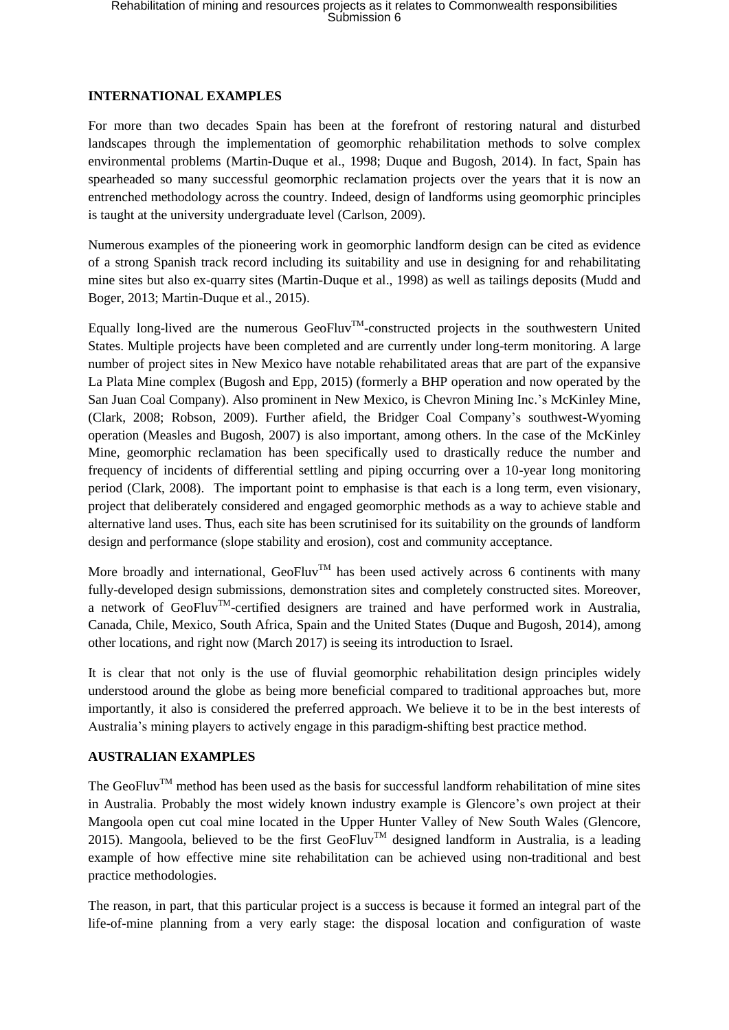**INTERNATIONAL EXAMPLES**

For more than two decades Spain has been at the forefront of restoring natural and disturbed landscapes through the implementation of geomorphic rehabilitation methods to solve complex environmental problems (Martin-Duque et al., 1998; Duque and Bugosh, 2014). In fact, Spain has spearheaded so many successful geomorphic reclamation projects over the years that it is now an entrenched methodology across the country. Indeed, design of landforms using geomorphic principles is taught at the university undergraduate level (Carlson, 2009).

Numerous examples of the pioneering work in geomorphic landform design can be cited as evidence of a strong Spanish track record including its suitability and use in designing for and rehabilitating mine sites but also ex-quarry sites (Martin-Duque et al., 1998) as well as tailings deposits (Mudd and Boger, 2013; Martin-Duque et al., 2015).

Equally long-lived are the numerous GeoFluv™-constructed projects in the southwestern United States. Multiple projects have been completed and are currently under long-term monitoring. A large number of project sites in New Mexico have notable rehabilitated areas that are part of the expansive La Plata Mine complex (Bugosh and Epp, 2015) (formerly a BHP operation and now operated by the San Juan Coal Company). Also prominent in New Mexico, is Chevron Mining Inc.'s McKinley Mine, (Clark, 2008; Robson, 2009). Further afield, the Bridger Coal Company's southwest-Wyoming operation (Measles and Bugosh, 2007) is also important, among others. In the case of the McKinley Mine, geomorphic reclamation has been specifically used to drastically reduce the number and frequency of incidents of differential settling and piping occurring over a 10-year long monitoring period (Clark, 2008). The important point to emphasise is that each is a long term, even visionary, project that deliberately considered and engaged geomorphic methods as a way to achieve stable and alternative land uses. Thus, each site has been scrutinised for its suitability on the grounds of landform design and performance (slope stability and erosion), cost and community acceptance.

More broadly and international, GeoFluv™ has been used actively across 6 continents with many fully-developed design submissions, demonstration sites and completely constructed sites. Moreover, a network of GeoFluv™-certified designers are trained and have performed work in Australia, Canada, Chile, Mexico, South Africa, Spain and the United States (Duque and Bugosh, 2014), among other locations, and right now (March 2017) is seeing its introduction to Israel.

It is clear that not only is the use of fluvial geomorphic rehabilitation design principles widely understood around the globe as being more beneficial compared to traditional approaches but, more importantly, it also is considered the preferred approach. We believe it to be in the best interests of Australia's mining players to actively engage in this paradigm-shifting best practice method.

**AUSTRALIAN EXAMPLES**

The GeoFluv™ method has been used as the basis for successful landform rehabilitation of mine sites in Australia. Probably the most widely known industry example is Glencore's own project at their Mangoola open cut coal mine located in the Upper Hunter Valley of New South Wales (Glencore, 2015). Mangoola, believed to be the first GeoFluv™ designed landform in Australia, is a leading example of how effective mine site rehabilitation can be achieved using non-traditional and best practice methodologies.

The reason, in part, that this particular project is a success is because it formed an integral part of the life-of-mine planning from a very early stage: the disposal location and configuration of waste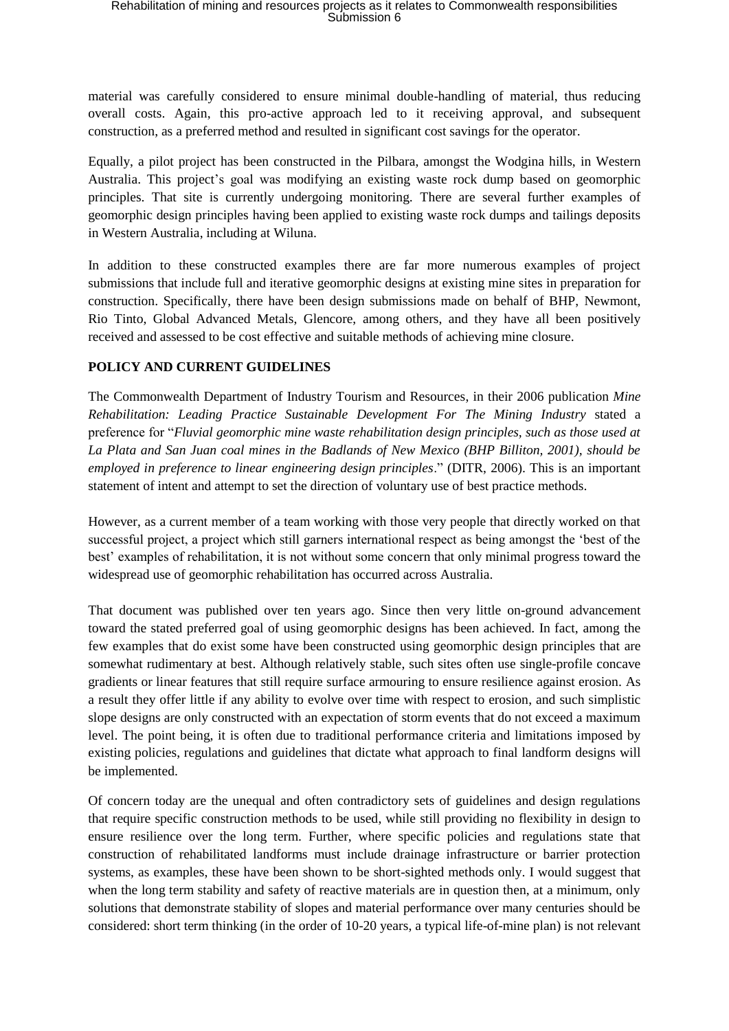material was carefully considered to ensure minimal double-handling of material, thus reducing overall costs. Again, this pro-active approach led to it receiving approval, and subsequent construction, as a preferred method and resulted in significant cost savings for the operator.

Equally, a pilot project has been constructed in the Pilbara, amongst the Wodgina hills, in Western Australia. This project's goal was modifying an existing waste rock dump based on geomorphic principles. That site is currently undergoing monitoring. There are several further examples of geomorphic design principles having been applied to existing waste rock dumps and tailings deposits in Western Australia, including at Wiluna.

In addition to these constructed examples there are far more numerous examples of project submissions that include full and iterative geomorphic designs at existing mine sites in preparation for construction. Specifically, there have been design submissions made on behalf of BHP, Newmont, Rio Tinto, Global Advanced Metals, Glencore, among others, and they have all been positively received and assessed to be cost effective and suitable methods of achieving mine closure.

**POLICY AND CURRENT GUIDELINES**

The Commonwealth Department of Industry Tourism and Resources, in their 2006 publication *Mine Rehabilitation: Leading Practice Sustainable Development For The Mining Industry* stated a preference for "*Fluvial geomorphic mine waste rehabilitation design principles, such as those used at La Plata and San Juan coal mines in the Badlands of New Mexico (BHP Billiton, 2001), should be employed in preference to linear engineering design principles*." (DITR, 2006). This is an important statement of intent and attempt to set the direction of voluntary use of best practice methods.

However, as a current member of a team working with those very people that directly worked on that successful project, a project which still garners international respect as being amongst the 'best of the best' examples of rehabilitation, it is not without some concern that only minimal progress toward the widespread use of geomorphic rehabilitation has occurred across Australia.

That document was published over ten years ago. Since then very little on-ground advancement toward the stated preferred goal of using geomorphic designs has been achieved. In fact, among the few examples that do exist some have been constructed using geomorphic design principles that are somewhat rudimentary at best. Although relatively stable, such sites often use single-profile concave gradients or linear features that still require surface armouring to ensure resilience against erosion. As a result they offer little if any ability to evolve over time with respect to erosion, and such simplistic slope designs are only constructed with an expectation of storm events that do not exceed a maximum level. The point being, it is often due to traditional performance criteria and limitations imposed by existing policies, regulations and guidelines that dictate what approach to final landform designs will be implemented.

Of concern today are the unequal and often contradictory sets of guidelines and design regulations that require specific construction methods to be used, while still providing no flexibility in design to ensure resilience over the long term. Further, where specific policies and regulations state that construction of rehabilitated landforms must include drainage infrastructure or barrier protection systems, as examples, these have been shown to be short-sighted methods only. I would suggest that when the long term stability and safety of reactive materials are in question then, at a minimum, only solutions that demonstrate stability of slopes and material performance over many centuries should be considered: short term thinking (in the order of 10-20 years, a typical life-of-mine plan) is not relevant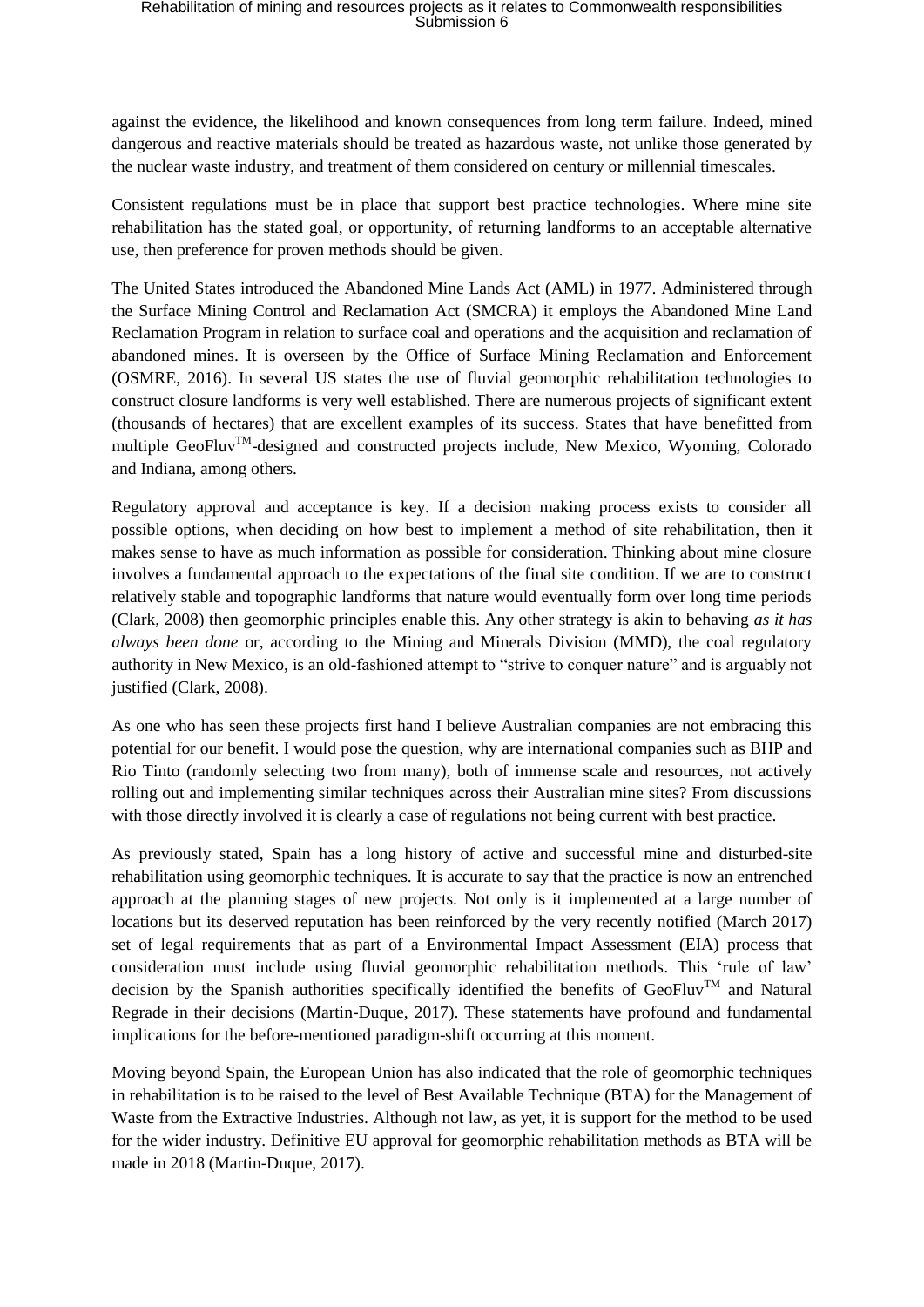against the evidence, the likelihood and known consequences from long term failure. Indeed, mined dangerous and reactive materials should be treated as hazardous waste, not unlike those generated by the nuclear waste industry, and treatment of them considered on century or millennial timescales.

Consistent regulations must be in place that support best practice technologies. Where mine site rehabilitation has the stated goal, or opportunity, of returning landforms to an acceptable alternative use, then preference for proven methods should be given.

The United States introduced the Abandoned Mine Lands Act (AML) in 1977. Administered through the Surface Mining Control and Reclamation Act (SMCRA) it employs the Abandoned Mine Land Reclamation Program in relation to surface coal and operations and the acquisition and reclamation of abandoned mines. It is overseen by the Office of Surface Mining Reclamation and Enforcement (OSMRE, 2016). In several US states the use of fluvial geomorphic rehabilitation technologies to construct closure landforms is very well established. There are numerous projects of significant extent (thousands of hectares) that are excellent examples of its success. States that have benefitted from multiple GeoFluv™-designed and constructed projects include, New Mexico, Wyoming, Colorado and Indiana, among others.

Regulatory approval and acceptance is key. If a decision making process exists to consider all possible options, when deciding on how best to implement a method of site rehabilitation, then it makes sense to have as much information as possible for consideration. Thinking about mine closure involves a fundamental approach to the expectations of the final site condition. If we are to construct relatively stable and topographic landforms that nature would eventually form over long time periods (Clark, 2008) then geomorphic principles enable this. Any other strategy is akin to behaving *as it has always been done* or, according to the Mining and Minerals Division (MMD), the coal regulatory authority in New Mexico, is an old-fashioned attempt to "strive to conquer nature" and is arguably not justified (Clark, 2008).

As one who has seen these projects first hand I believe Australian companies are not embracing this potential for our benefit. I would pose the question, why are international companies such as BHP and Rio Tinto (randomly selecting two from many), both of immense scale and resources, not actively rolling out and implementing similar techniques across their Australian mine sites? From discussions with those directly involved it is clearly a case of regulations not being current with best practice.

As previously stated, Spain has a long history of active and successful mine and disturbed-site rehabilitation using geomorphic techniques. It is accurate to say that the practice is now an entrenched approach at the planning stages of new projects. Not only is it implemented at a large number of locations but its deserved reputation has been reinforced by the very recently notified (March 2017) set of legal requirements that as part of a Environmental Impact Assessment (EIA) process that consideration must include using fluvial geomorphic rehabilitation methods. This 'rule of law' decision by the Spanish authorities specifically identified the benefits of GeoFluv™ and Natural Regrade in their decisions (Martin-Duque, 2017). These statements have profound and fundamental implications for the before-mentioned paradigm-shift occurring at this moment.

Moving beyond Spain, the European Union has also indicated that the role of geomorphic techniques in rehabilitation is to be raised to the level of Best Available Technique (BTA) for the Management of Waste from the Extractive Industries. Although not law, as yet, it is support for the method to be used for the wider industry. Definitive EU approval for geomorphic rehabilitation methods as BTA will be made in 2018 (Martin-Duque, 2017).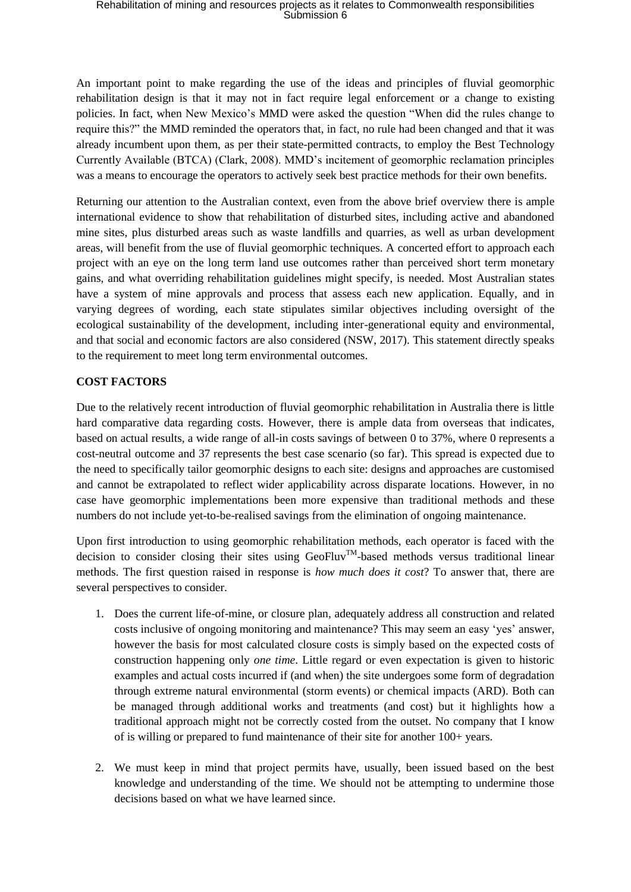An important point to make regarding the use of the ideas and principles of fluvial geomorphic rehabilitation design is that it may not in fact require legal enforcement or a change to existing policies. In fact, when New Mexico's MMD were asked the question "When did the rules change to require this?" the MMD reminded the operators that, in fact, no rule had been changed and that it was already incumbent upon them, as per their state-permitted contracts, to employ the Best Technology Currently Available (BTCA) (Clark, 2008). MMD's incitement of geomorphic reclamation principles was a means to encourage the operators to actively seek best practice methods for their own benefits.

Returning our attention to the Australian context, even from the above brief overview there is ample international evidence to show that rehabilitation of disturbed sites, including active and abandoned mine sites, plus disturbed areas such as waste landfills and quarries, as well as urban development areas, will benefit from the use of fluvial geomorphic techniques. A concerted effort to approach each project with an eye on the long term land use outcomes rather than perceived short term monetary gains, and what overriding rehabilitation guidelines might specify, is needed. Most Australian states have a system of mine approvals and process that assess each new application. Equally, and in varying degrees of wording, each state stipulates similar objectives including oversight of the ecological sustainability of the development, including inter-generational equity and environmental, and that social and economic factors are also considered (NSW, 2017). This statement directly speaks to the requirement to meet long term environmental outcomes.

**COST FACTORS**

Due to the relatively recent introduction of fluvial geomorphic rehabilitation in Australia there is little hard comparative data regarding costs. However, there is ample data from overseas that indicates, based on actual results, a wide range of all-in costs savings of between 0 to 37%, where 0 represents a cost-neutral outcome and 37 represents the best case scenario (so far). This spread is expected due to the need to specifically tailor geomorphic designs to each site: designs and approaches are customised and cannot be extrapolated to reflect wider applicability across disparate locations. However, in no case have geomorphic implementations been more expensive than traditional methods and these numbers do not include yet-to-be-realised savings from the elimination of ongoing maintenance.

Upon first introduction to using geomorphic rehabilitation methods, each operator is faced with the decision to consider closing their sites using GeoFluv™-based methods versus traditional linear methods. The first question raised in response is *how much does it cost*? To answer that, there are several perspectives to consider.

1. Does the current life-of-mine, or closure plan, adequately address all construction and related costs inclusive of ongoing monitoring and maintenance? This may seem an easy 'yes' answer, however the basis for most calculated closure costs is simply based on the expected costs of construction happening only *one time*. Little regard or even expectation is given to historic examples and actual costs incurred if (and when) the site undergoes some form of degradation through extreme natural environmental (storm events) or chemical impacts (ARD). Both can be managed through additional works and treatments (and cost) but it highlights how a traditional approach might not be correctly costed from the outset. No company that I know of is willing or prepared to fund maintenance of their site for another 100+ years.

2. We must keep in mind that project permits have, usually, been issued based on the best knowledge and understanding of the time. We should not be attempting to undermine those decisions based on what we have learned since.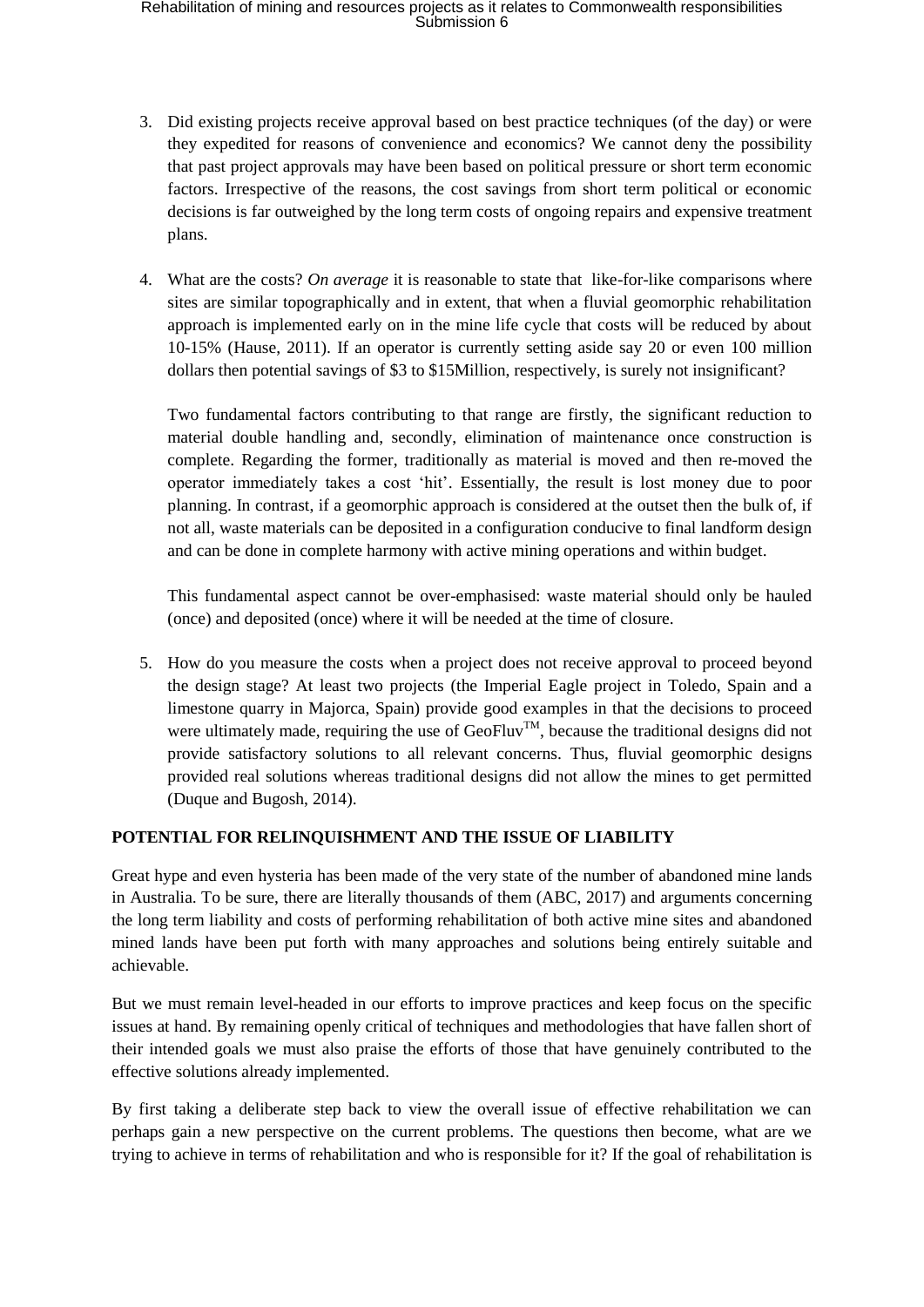3. Did existing projects receive approval based on best practice techniques (of the day) or were they expedited for reasons of convenience and economics? We cannot deny the possibility that past project approvals may have been based on political pressure or short term economic factors. Irrespective of the reasons, the cost savings from short term political or economic decisions is far outweighed by the long term costs of ongoing repairs and expensive treatment plans.

4. What are the costs? *On average* it is reasonable to state that like-for-like comparisons where sites are similar topographically and in extent, that when a fluvial geomorphic rehabilitation approach is implemented early on in the mine life cycle that costs will be reduced by about 10-15% (Hause, 2011). If an operator is currently setting aside say 20 or even 100 million dollars then potential savings of $3 to $15Million, respectively, is surely not insignificant?

   Two fundamental factors contributing to that range are firstly, the significant reduction to material double handling and, secondly, elimination of maintenance once construction is complete. Regarding the former, traditionally as material is moved and then re-moved the operator immediately takes a cost 'hit'. Essentially, the result is lost money due to poor planning. In contrast, if a geomorphic approach is considered at the outset then the bulk of, if not all, waste materials can be deposited in a configuration conducive to final landform design and can be done in complete harmony with active mining operations and within budget.

   This fundamental aspect cannot be over-emphasised: waste material should only be hauled (once) and deposited (once) where it will be needed at the time of closure.

5. How do you measure the costs when a project does not receive approval to proceed beyond the design stage? At least two projects (the Imperial Eagle project in Toledo, Spain and a limestone quarry in Majorca, Spain) provide good examples in that the decisions to proceed were ultimately made, requiring the use of GeoFluv™, because the traditional designs did not provide satisfactory solutions to all relevant concerns. Thus, fluvial geomorphic designs provided real solutions whereas traditional designs did not allow the mines to get permitted (Duque and Bugosh, 2014).

## POTENTIAL FOR RELINQUISHMENT AND THE ISSUE OF LIABILITY

Great hype and even hysteria has been made of the very state of the number of abandoned mine lands in Australia. To be sure, there are literally thousands of them (ABC, 2017) and arguments concerning the long term liability and costs of performing rehabilitation of both active mine sites and abandoned mined lands have been put forth with many approaches and solutions being entirely suitable and achievable.

But we must remain level-headed in our efforts to improve practices and keep focus on the specific issues at hand. By remaining openly critical of techniques and methodologies that have fallen short of their intended goals we must also praise the efforts of those that have genuinely contributed to the effective solutions already implemented.

By first taking a deliberate step back to view the overall issue of effective rehabilitation we can perhaps gain a new perspective on the current problems. The questions then become, what are we trying to achieve in terms of rehabilitation and who is responsible for it? If the goal of rehabilitation is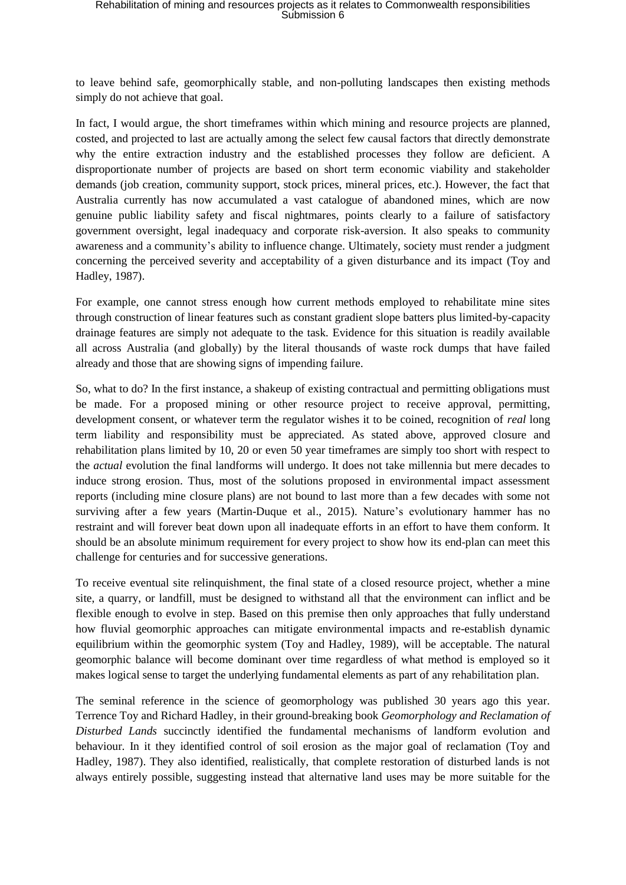to leave behind safe, geomorphically stable, and non-polluting landscapes then existing methods simply do not achieve that goal.

In fact, I would argue, the short timeframes within which mining and resource projects are planned, costed, and projected to last are actually among the select few causal factors that directly demonstrate why the entire extraction industry and the established processes they follow are deficient. A disproportionate number of projects are based on short term economic viability and stakeholder demands (job creation, community support, stock prices, mineral prices, etc.). However, the fact that Australia currently has now accumulated a vast catalogue of abandoned mines, which are now genuine public liability safety and fiscal nightmares, points clearly to a failure of satisfactory government oversight, legal inadequacy and corporate risk-aversion. It also speaks to community awareness and a community's ability to influence change. Ultimately, society must render a judgment concerning the perceived severity and acceptability of a given disturbance and its impact (Toy and Hadley, 1987).

For example, one cannot stress enough how current methods employed to rehabilitate mine sites through construction of linear features such as constant gradient slope batters plus limited-by-capacity drainage features are simply not adequate to the task. Evidence for this situation is readily available all across Australia (and globally) by the literal thousands of waste rock dumps that have failed already and those that are showing signs of impending failure.

So, what to do? In the first instance, a shakeup of existing contractual and permitting obligations must be made. For a proposed mining or other resource project to receive approval, permitting, development consent, or whatever term the regulator wishes it to be coined, recognition of *real* long term liability and responsibility must be appreciated. As stated above, approved closure and rehabilitation plans limited by 10, 20 or even 50 year timeframes are simply too short with respect to the *actual* evolution the final landforms will undergo. It does not take millennia but mere decades to induce strong erosion. Thus, most of the solutions proposed in environmental impact assessment reports (including mine closure plans) are not bound to last more than a few decades with some not surviving after a few years (Martin-Duque et al., 2015). Nature's evolutionary hammer has no restraint and will forever beat down upon all inadequate efforts in an effort to have them conform. It should be an absolute minimum requirement for every project to show how its end-plan can meet this challenge for centuries and for successive generations.

To receive eventual site relinquishment, the final state of a closed resource project, whether a mine site, a quarry, or landfill, must be designed to withstand all that the environment can inflict and be flexible enough to evolve in step. Based on this premise then only approaches that fully understand how fluvial geomorphic approaches can mitigate environmental impacts and re-establish dynamic equilibrium within the geomorphic system (Toy and Hadley, 1989), will be acceptable. The natural geomorphic balance will become dominant over time regardless of what method is employed so it makes logical sense to target the underlying fundamental elements as part of any rehabilitation plan.

The seminal reference in the science of geomorphology was published 30 years ago this year. Terrence Toy and Richard Hadley, in their ground-breaking book *Geomorphology and Reclamation of Disturbed Lands* succinctly identified the fundamental mechanisms of landform evolution and behaviour. In it they identified control of soil erosion as the major goal of reclamation (Toy and Hadley, 1987). They also identified, realistically, that complete restoration of disturbed lands is not always entirely possible, suggesting instead that alternative land uses may be more suitable for the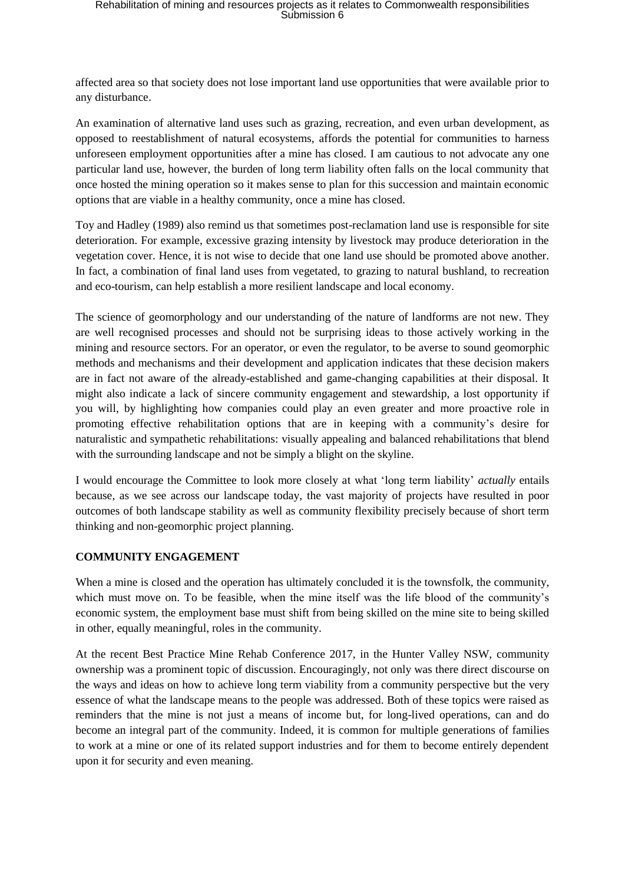affected area so that society does not lose important land use opportunities that were available prior to any disturbance.

An examination of alternative land uses such as grazing, recreation, and even urban development, as opposed to reestablishment of natural ecosystems, affords the potential for communities to harness unforeseen employment opportunities after a mine has closed. I am cautious to not advocate any one particular land use, however, the burden of long term liability often falls on the local community that once hosted the mining operation so it makes sense to plan for this succession and maintain economic options that are viable in a healthy community, once a mine has closed.

Toy and Hadley (1989) also remind us that sometimes post-reclamation land use is responsible for site deterioration. For example, excessive grazing intensity by livestock may produce deterioration in the vegetation cover. Hence, it is not wise to decide that one land use should be promoted above another. In fact, a combination of final land uses from vegetated, to grazing to natural bushland, to recreation and eco-tourism, can help establish a more resilient landscape and local economy.

The science of geomorphology and our understanding of the nature of landforms are not new. They are well recognised processes and should not be surprising ideas to those actively working in the mining and resource sectors. For an operator, or even the regulator, to be averse to sound geomorphic methods and mechanisms and their development and application indicates that these decision makers are in fact not aware of the already-established and game-changing capabilities at their disposal. It might also indicate a lack of sincere community engagement and stewardship, a lost opportunity if you will, by highlighting how companies could play an even greater and more proactive role in promoting effective rehabilitation options that are in keeping with a community's desire for naturalistic and sympathetic rehabilitations: visually appealing and balanced rehabilitations that blend with the surrounding landscape and not be simply a blight on the skyline.

I would encourage the Committee to look more closely at what 'long term liability' *actually* entails because, as we see across our landscape today, the vast majority of projects have resulted in poor outcomes of both landscape stability as well as community flexibility precisely because of short term thinking and non-geomorphic project planning.

**COMMUNITY ENGAGEMENT**

When a mine is closed and the operation has ultimately concluded it is the townsfolk, the community, which must move on. To be feasible, when the mine itself was the life blood of the community's economic system, the employment base must shift from being skilled on the mine site to being skilled in other, equally meaningful, roles in the community.

At the recent Best Practice Mine Rehab Conference 2017, in the Hunter Valley NSW, community ownership was a prominent topic of discussion. Encouragingly, not only was there direct discourse on the ways and ideas on how to achieve long term viability from a community perspective but the very essence of what the landscape means to the people was addressed. Both of these topics were raised as reminders that the mine is not just a means of income but, for long-lived operations, can and do become an integral part of the community. Indeed, it is common for multiple generations of families to work at a mine or one of its related support industries and for them to become entirely dependent upon it for security and even meaning.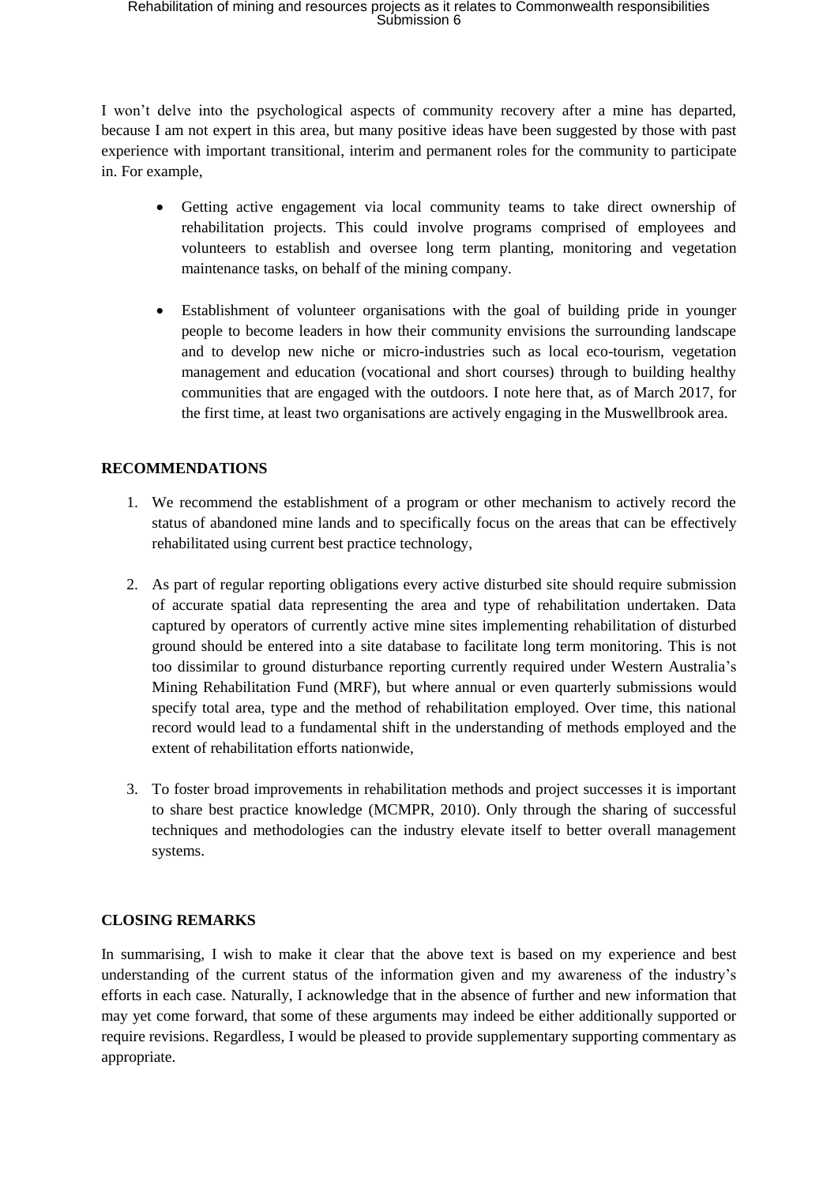I won't delve into the psychological aspects of community recovery after a mine has departed, because I am not expert in this area, but many positive ideas have been suggested by those with past experience with important transitional, interim and permanent roles for the community to participate in. For example,

- Getting active engagement via local community teams to take direct ownership of rehabilitation projects. This could involve programs comprised of employees and volunteers to establish and oversee long term planting, monitoring and vegetation maintenance tasks, on behalf of the mining company.

- Establishment of volunteer organisations with the goal of building pride in younger people to become leaders in how their community envisions the surrounding landscape and to develop new niche or micro-industries such as local eco-tourism, vegetation management and education (vocational and short courses) through to building healthy communities that are engaged with the outdoors. I note here that, as of March 2017, for the first time, at least two organisations are actively engaging in the Muswellbrook area.

**RECOMMENDATIONS**

1. We recommend the establishment of a program or other mechanism to actively record the status of abandoned mine lands and to specifically focus on the areas that can be effectively rehabilitated using current best practice technology,

2. As part of regular reporting obligations every active disturbed site should require submission of accurate spatial data representing the area and type of rehabilitation undertaken. Data captured by operators of currently active mine sites implementing rehabilitation of disturbed ground should be entered into a site database to facilitate long term monitoring. This is not too dissimilar to ground disturbance reporting currently required under Western Australia's Mining Rehabilitation Fund (MRF), but where annual or even quarterly submissions would specify total area, type and the method of rehabilitation employed. Over time, this national record would lead to a fundamental shift in the understanding of methods employed and the extent of rehabilitation efforts nationwide,

3. To foster broad improvements in rehabilitation methods and project successes it is important to share best practice knowledge (MCMPR, 2010). Only through the sharing of successful techniques and methodologies can the industry elevate itself to better overall management systems.

**CLOSING REMARKS**

In summarising, I wish to make it clear that the above text is based on my experience and best understanding of the current status of the information given and my awareness of the industry's efforts in each case. Naturally, I acknowledge that in the absence of further and new information that may yet come forward, that some of these arguments may indeed be either additionally supported or require revisions. Regardless, I would be pleased to provide supplementary supporting commentary as appropriate.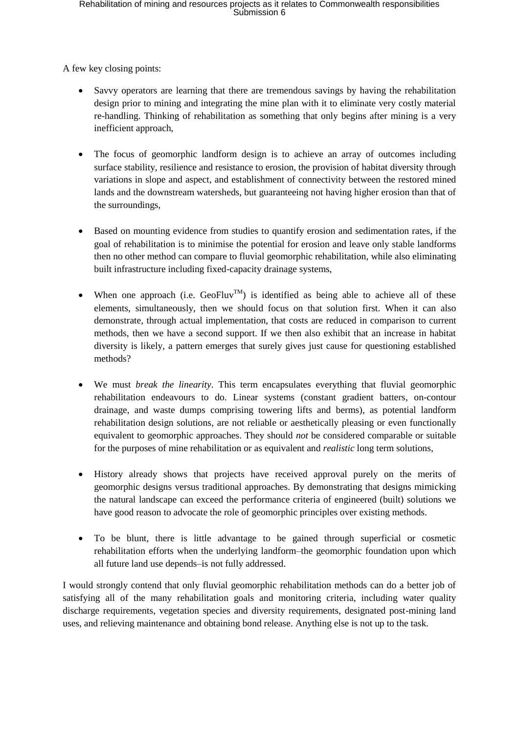A few key closing points:

- Savvy operators are learning that there are tremendous savings by having the rehabilitation design prior to mining and integrating the mine plan with it to eliminate very costly material re-handling. Thinking of rehabilitation as something that only begins after mining is a very inefficient approach,

- The focus of geomorphic landform design is to achieve an array of outcomes including surface stability, resilience and resistance to erosion, the provision of habitat diversity through variations in slope and aspect, and establishment of connectivity between the restored mined lands and the downstream watersheds, but guaranteeing not having higher erosion than that of the surroundings,

- Based on mounting evidence from studies to quantify erosion and sedimentation rates, if the goal of rehabilitation is to minimise the potential for erosion and leave only stable landforms then no other method can compare to fluvial geomorphic rehabilitation, while also eliminating built infrastructure including fixed-capacity drainage systems,

- When one approach (i.e. GeoFluv™) is identified as being able to achieve all of these elements, simultaneously, then we should focus on that solution first. When it can also demonstrate, through actual implementation, that costs are reduced in comparison to current methods, then we have a second support. If we then also exhibit that an increase in habitat diversity is likely, a pattern emerges that surely gives just cause for questioning established methods?

- We must *break the linearity*. This term encapsulates everything that fluvial geomorphic rehabilitation endeavours to do. Linear systems (constant gradient batters, on-contour drainage, and waste dumps comprising towering lifts and berms), as potential landform rehabilitation design solutions, are not reliable or aesthetically pleasing or even functionally equivalent to geomorphic approaches. They should *not* be considered comparable or suitable for the purposes of mine rehabilitation or as equivalent and *realistic* long term solutions,

- History already shows that projects have received approval purely on the merits of geomorphic designs versus traditional approaches. By demonstrating that designs mimicking the natural landscape can exceed the performance criteria of engineered (built) solutions we have good reason to advocate the role of geomorphic principles over existing methods.

- To be blunt, there is little advantage to be gained through superficial or cosmetic rehabilitation efforts when the underlying landform–the geomorphic foundation upon which all future land use depends–is not fully addressed.

I would strongly contend that only fluvial geomorphic rehabilitation methods can do a better job of satisfying all of the many rehabilitation goals and monitoring criteria, including water quality discharge requirements, vegetation species and diversity requirements, designated post-mining land uses, and relieving maintenance and obtaining bond release. Anything else is not up to the task.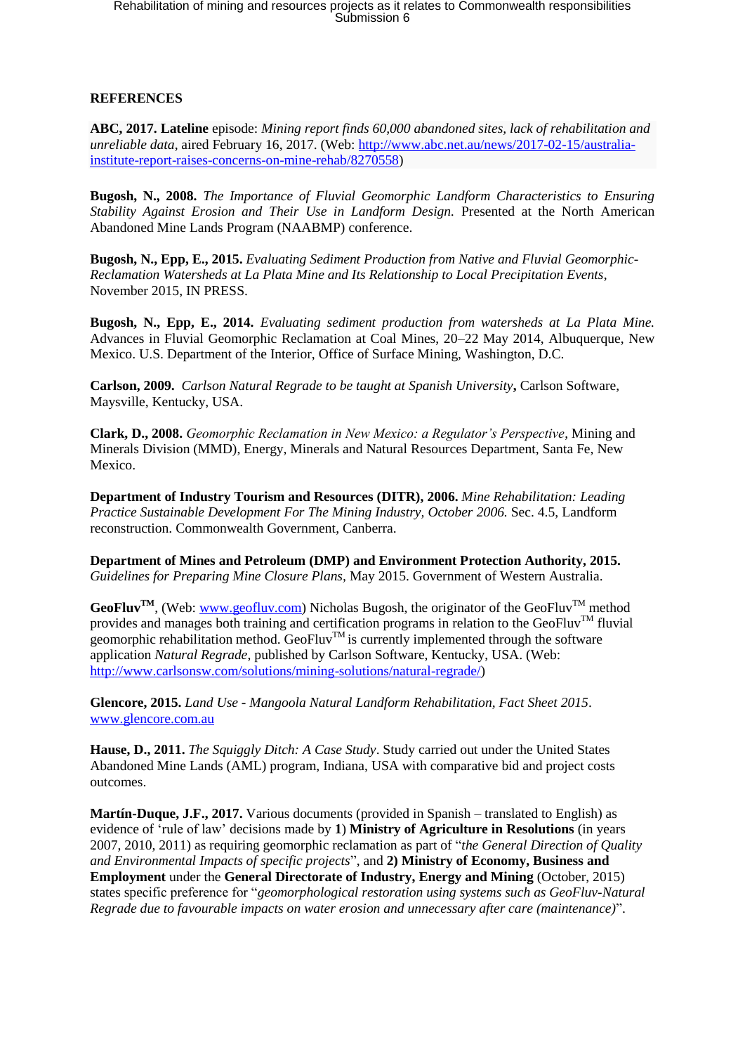**REFERENCES**

**ABC, 2017. Lateline** episode: *Mining report finds 60,000 abandoned sites, lack of rehabilitation and unreliable data*, aired February 16, 2017. (Web: http://www.abc.net.au/news/2017-02-15/australia-institute-report-raises-concerns-on-mine-rehab/8270558)

**Bugosh, N., 2008.** *The Importance of Fluvial Geomorphic Landform Characteristics to Ensuring Stability Against Erosion and Their Use in Landform Design.* Presented at the North American Abandoned Mine Lands Program (NAABMP) conference.

**Bugosh, N., Epp, E., 2015.** *Evaluating Sediment Production from Native and Fluvial Geomorphic-Reclamation Watersheds at La Plata Mine and Its Relationship to Local Precipitation Events*, November 2015, IN PRESS.

**Bugosh, N., Epp, E., 2014.** *Evaluating sediment production from watersheds at La Plata Mine.* Advances in Fluvial Geomorphic Reclamation at Coal Mines, 20–22 May 2014, Albuquerque, New Mexico. U.S. Department of the Interior, Office of Surface Mining, Washington, D.C.

**Carlson, 2009.** *Carlson Natural Regrade to be taught at Spanish University***,** Carlson Software, Maysville, Kentucky, USA.

**Clark, D., 2008.** *Geomorphic Reclamation in New Mexico: a Regulator's Perspective*, Mining and Minerals Division (MMD), Energy, Minerals and Natural Resources Department, Santa Fe, New Mexico.

**Department of Industry Tourism and Resources (DITR), 2006.** *Mine Rehabilitation: Leading Practice Sustainable Development For The Mining Industry, October 2006.* Sec. 4.5, Landform reconstruction. Commonwealth Government, Canberra.

**Department of Mines and Petroleum (DMP) and Environment Protection Authority, 2015.** *Guidelines for Preparing Mine Closure Plans*, May 2015. Government of Western Australia.

**GeoFluv™**, (Web: www.geofluv.com) Nicholas Bugosh, the originator of the GeoFluv™ method provides and manages both training and certification programs in relation to the GeoFluv™ fluvial geomorphic rehabilitation method. GeoFluv™ is currently implemented through the software application *Natural Regrade*, published by Carlson Software, Kentucky, USA. (Web: http://www.carlsonsw.com/solutions/mining-solutions/natural-regrade/)

**Glencore, 2015.** *Land Use - Mangoola Natural Landform Rehabilitation, Fact Sheet 2015*. www.glencore.com.au

**Hause, D., 2011.** *The Squiggly Ditch: A Case Study*. Study carried out under the United States Abandoned Mine Lands (AML) program, Indiana, USA with comparative bid and project costs outcomes.

**Martín-Duque, J.F., 2017.** Various documents (provided in Spanish – translated to English) as evidence of 'rule of law' decisions made by **1) Ministry of Agriculture in Resolutions** (in years 2007, 2010, 2011) as requiring geomorphic reclamation as part of "*the General Direction of Quality and Environmental Impacts of specific projects*", and **2) Ministry of Economy, Business and Employment** under the **General Directorate of Industry, Energy and Mining** (October, 2015) states specific preference for "*geomorphological restoration using systems such as GeoFluv-Natural Regrade due to favourable impacts on water erosion and unnecessary after care (maintenance)*".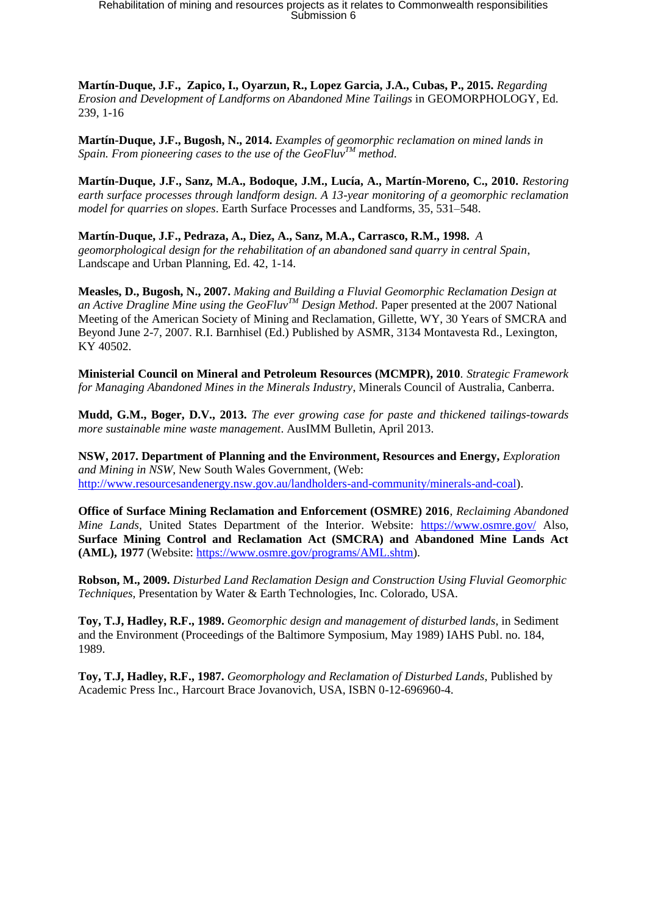**Martín-Duque, J.F., Zapico, I., Oyarzun, R., Lopez Garcia, J.A., Cubas, P., 2015.** *Regarding Erosion and Development of Landforms on Abandoned Mine Tailings* in GEOMORPHOLOGY, Ed. 239, 1-16

**Martín-Duque, J.F., Bugosh, N., 2014.** *Examples of geomorphic reclamation on mined lands in Spain. From pioneering cases to the use of the GeoFluv™ method.*

**Martín-Duque, J.F., Sanz, M.A., Bodoque, J.M., Lucía, A., Martín-Moreno, C., 2010.** *Restoring earth surface processes through landform design. A 13-year monitoring of a geomorphic reclamation model for quarries on slopes*. Earth Surface Processes and Landforms, 35, 531–548.

**Martín-Duque, J.F., Pedraza, A., Diez, A., Sanz, M.A., Carrasco, R.M., 1998.** *A geomorphological design for the rehabilitation of an abandoned sand quarry in central Spain*, Landscape and Urban Planning, Ed. 42, 1-14.

**Measles, D., Bugosh, N., 2007.** *Making and Building a Fluvial Geomorphic Reclamation Design at an Active Dragline Mine using the GeoFluv™ Design Method*. Paper presented at the 2007 National Meeting of the American Society of Mining and Reclamation, Gillette, WY, 30 Years of SMCRA and Beyond June 2-7, 2007. R.I. Barnhisel (Ed.) Published by ASMR, 3134 Montavesta Rd., Lexington, KY 40502.

**Ministerial Council on Mineral and Petroleum Resources (MCMPR), 2010**. *Strategic Framework for Managing Abandoned Mines in the Minerals Industry*, Minerals Council of Australia, Canberra.

**Mudd, G.M., Boger, D.V., 2013.** *The ever growing case for paste and thickened tailings-towards more sustainable mine waste management*. AusIMM Bulletin, April 2013.

**NSW, 2017. Department of Planning and the Environment, Resources and Energy,** *Exploration and Mining in NSW*, New South Wales Government, (Web: http://www.resourcesandenergy.nsw.gov.au/landholders-and-community/minerals-and-coal).

**Office of Surface Mining Reclamation and Enforcement (OSMRE) 2016**, *Reclaiming Abandoned Mine Lands*, United States Department of the Interior. Website: https://www.osmre.gov/ Also, **Surface Mining Control and Reclamation Act (SMCRA) and Abandoned Mine Lands Act (AML), 1977** (Website: https://www.osmre.gov/programs/AML.shtm).

**Robson, M., 2009.** *Disturbed Land Reclamation Design and Construction Using Fluvial Geomorphic Techniques*, Presentation by Water & Earth Technologies, Inc. Colorado, USA.

**Toy, T.J, Hadley, R.F., 1989.** *Geomorphic design and management of disturbed lands*, in Sediment and the Environment (Proceedings of the Baltimore Symposium, May 1989) IAHS Publ. no. 184, 1989.

**Toy, T.J, Hadley, R.F., 1987.** *Geomorphology and Reclamation of Disturbed Lands*, Published by Academic Press Inc., Harcourt Brace Jovanovich, USA, ISBN 0-12-696960-4.